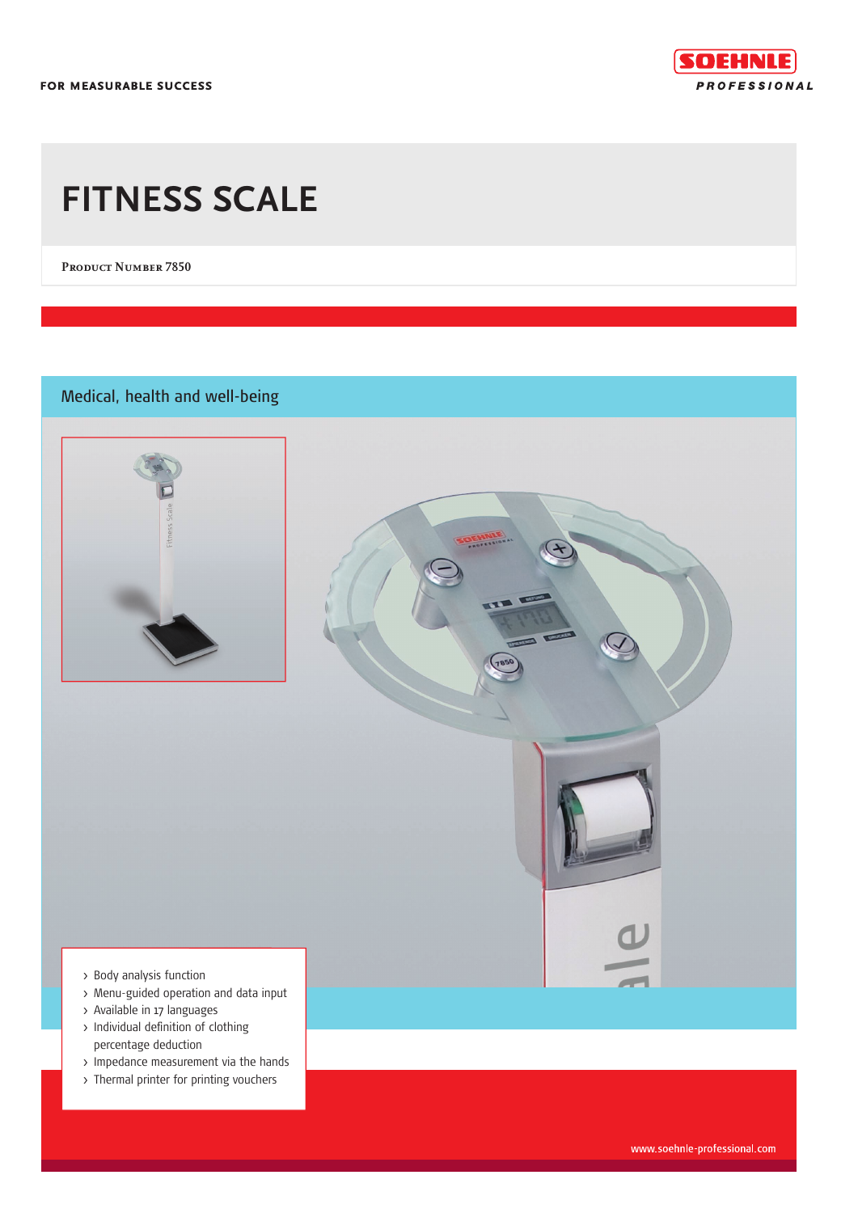FOR MEASURABLE SUCCESS

SOEHNLE PROFESSIONAL

# FITNESS SCALE

Product Number 7850

## Medical, health and well-being

- Body analysis function
- Menu-guided operation and data input
- Available in 17 languages
- Individual definition of clothing percentage deduction
- Impedance measurement via the hands
- Thermal printer for printing vouchers

www.soehnle-professional.com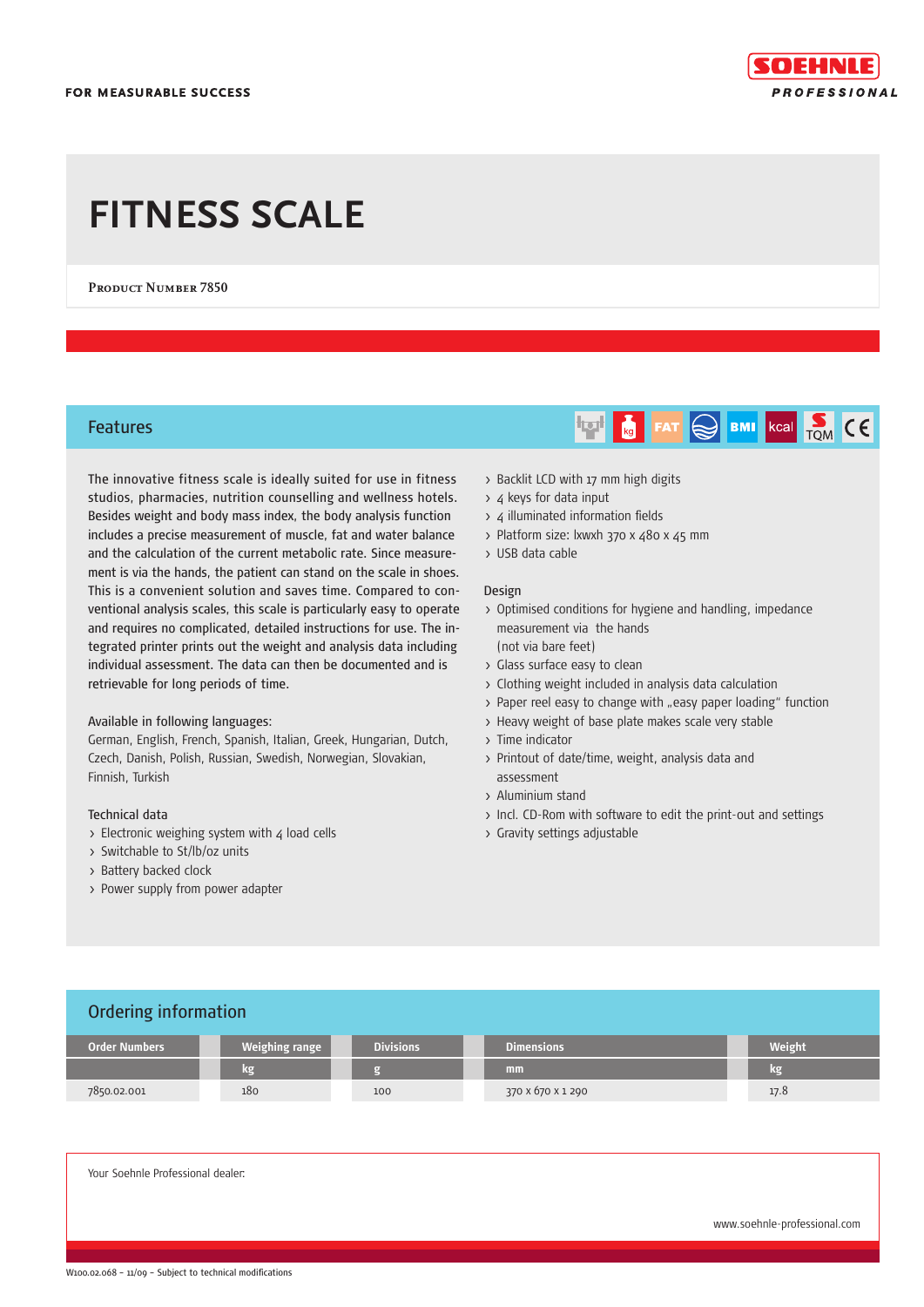FOR MEASURABLE SUCCESS

SOEHNLE PROFESSIONAL

# FITNESS SCALE

**Product Number 7850**

## Features

FAT BMI kcal TQM CE

The innovative fitness scale is ideally suited for use in fitness studios, pharmacies, nutrition counselling and wellness hotels. Besides weight and body mass index, the body analysis function includes a precise measurement of muscle, fat and water balance and the calculation of the current metabolic rate. Since measurement is via the hands, the patient can stand on the scale in shoes. This is a convenient solution and saves time. Compared to conventional analysis scales, this scale is particularly easy to operate and requires no complicated, detailed instructions for use. The integrated printer prints out the weight and analysis data including individual assessment. The data can then be documented and is retrievable for long periods of time.

Available in following languages:
German, English, French, Spanish, Italian, Greek, Hungarian, Dutch, Czech, Danish, Polish, Russian, Swedish, Norwegian, Slovakian, Finnish, Turkish

Technical data

- Electronic weighing system with 4 load cells
- Switchable to St/lb/oz units
- Battery backed clock
- Power supply from power adapter
- Backlit LCD with 17 mm high digits
- 4 keys for data input
- 4 illuminated information fields
- Platform size: lxwxh 370 x 480 x 45 mm
- USB data cable

Design

- Optimised conditions for hygiene and handling, impedance measurement via the hands (not via bare feet)
- Glass surface easy to clean
- Clothing weight included in analysis data calculation
- Paper reel easy to change with „easy paper loading" function
- Heavy weight of base plate makes scale very stable
- Time indicator
- Printout of date/time, weight, analysis data and assessment
- Aluminium stand
- Incl. CD-Rom with software to edit the print-out and settings
- Gravity settings adjustable

## Ordering information

| Order Numbers | Weighing range | Divisions | Dimensions | Weight |
|---|---|---|---|---|
| | kg | g | mm | kg |
| 7850.02.001 | 180 | 100 | 370 x 670 x 1 290 | 17.8 |

Your Soehnle Professional dealer:

www.soehnle-professional.com

W100.02.068 – 11/09 – Subject to technical modifications